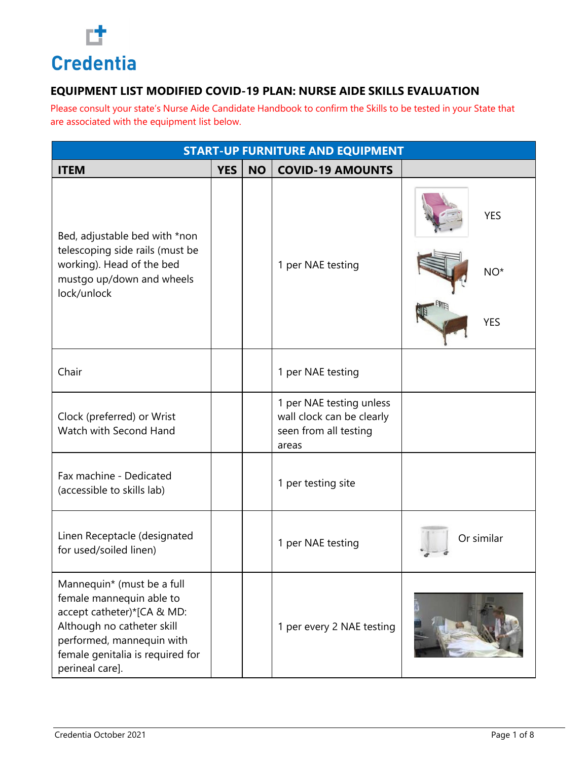Credentia

## EQUIPMENT LIST MODIFIED COVID-19 PLAN: NURSE AIDE SKILLS EVALUATION

Please consult your state's Nurse Aide Candidate Handbook to confirm the Skills to be tested in your State that are associated with the equipment list below.

| START-UP FURNITURE AND EQUIPMENT | | | | |
|---|---|---|---|---|
| **ITEM** | **YES** | **NO** | **COVID-19 AMOUNTS** | |
| Bed, adjustable bed with *non telescoping side rails (must be working). Head of the bed mustgo up/down and wheels lock/unlock | | | 1 per NAE testing | YES<br>NO*<br>YES |
| Chair | | | 1 per NAE testing | |
| Clock (preferred) or Wrist Watch with Second Hand | | | 1 per NAE testing unless wall clock can be clearly seen from all testing areas | |
| Fax machine - Dedicated (accessible to skills lab) | | | 1 per testing site | |
| Linen Receptacle (designated for used/soiled linen) | | | 1 per NAE testing | Or similar |
| Mannequin* (must be a full female mannequin able to accept catheter)*[CA & MD: Although no catheter skill performed, mannequin with female genitalia is required for perineal care]. | | | 1 per every 2 NAE testing | |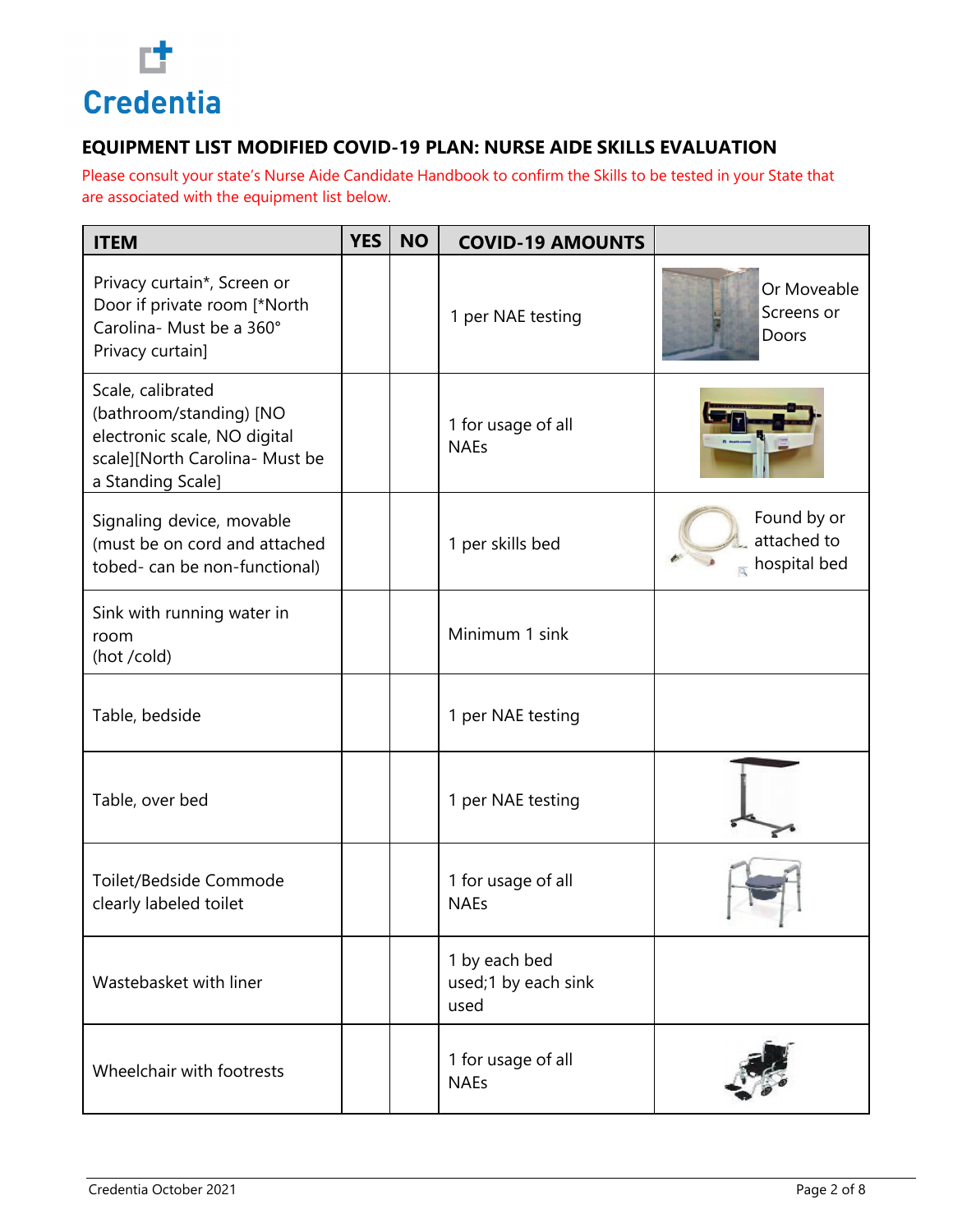Credentia

## EQUIPMENT LIST MODIFIED COVID-19 PLAN: NURSE AIDE SKILLS EVALUATION

Please consult your state's Nurse Aide Candidate Handbook to confirm the Skills to be tested in your State that are associated with the equipment list below.

| ITEM | YES | NO | COVID-19 AMOUNTS | |
|---|---|---|---|---|
| Privacy curtain*, Screen or Door if private room [*North Carolina- Must be a 360° Privacy curtain] | | | 1 per NAE testing | Or Moveable Screens or Doors |
| Scale, calibrated (bathroom/standing) [NO electronic scale, NO digital scale][North Carolina- Must be a Standing Scale] | | | 1 for usage of all NAEs | |
| Signaling device, movable (must be on cord and attached tobed- can be non-functional) | | | 1 per skills bed | Found by or attached to hospital bed |
| Sink with running water in room (hot /cold) | | | Minimum 1 sink | |
| Table, bedside | | | 1 per NAE testing | |
| Table, over bed | | | 1 per NAE testing | |
| Toilet/Bedside Commode clearly labeled toilet | | | 1 for usage of all NAEs | |
| Wastebasket with liner | | | 1 by each bed used;1 by each sink used | |
| Wheelchair with footrests | | | 1 for usage of all NAEs | |

Credentia October 2021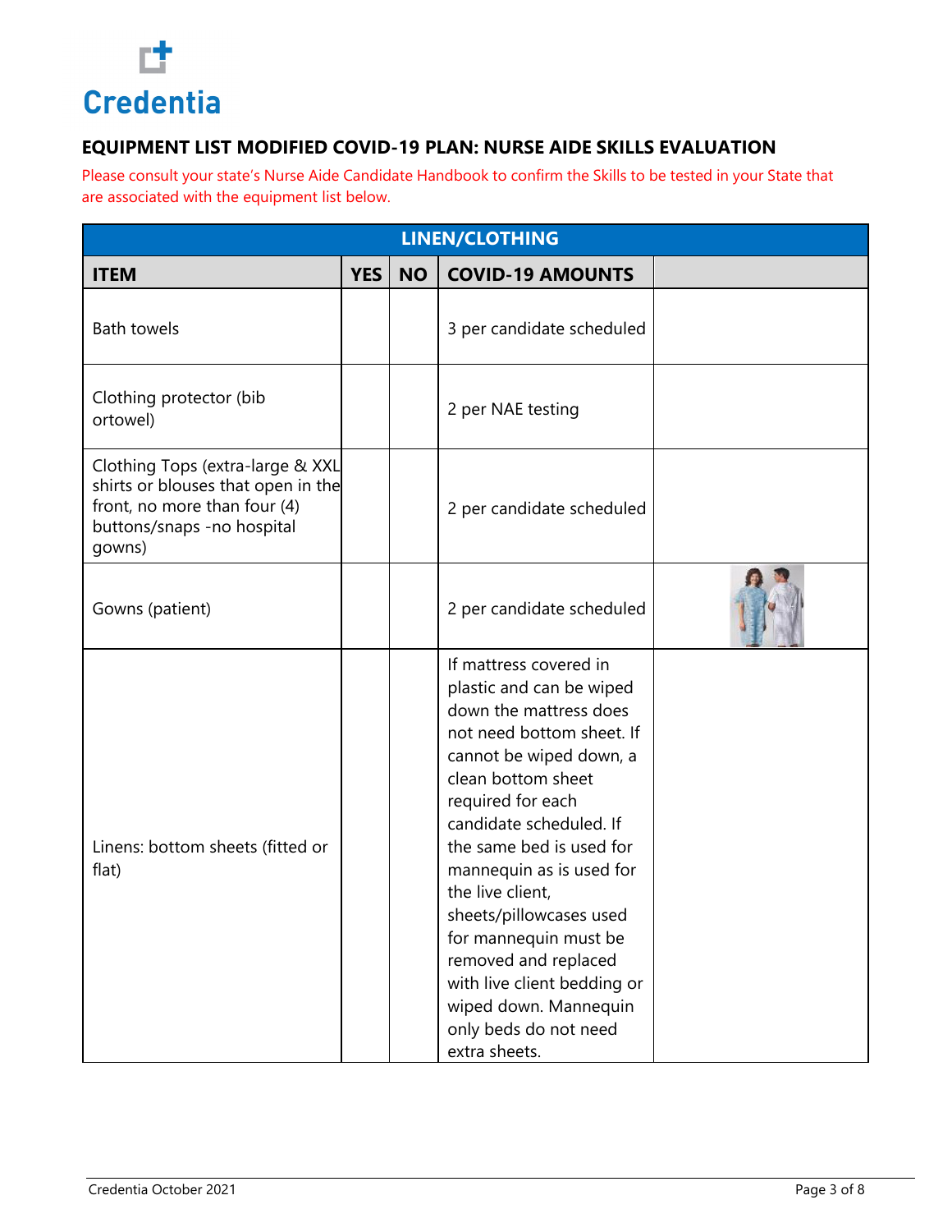Credentia

## EQUIPMENT LIST MODIFIED COVID-19 PLAN: NURSE AIDE SKILLS EVALUATION

Please consult your state's Nurse Aide Candidate Handbook to confirm the Skills to be tested in your State that are associated with the equipment list below.

| LINEN/CLOTHING | | | | |
|---|---|---|---|---|
| **ITEM** | **YES** | **NO** | **COVID-19 AMOUNTS** | |
| Bath towels | | | 3 per candidate scheduled | |
| Clothing protector (bib ortowel) | | | 2 per NAE testing | |
| Clothing Tops (extra-large & XXL shirts or blouses that open in the front, no more than four (4) buttons/snaps -no hospital gowns) | | | 2 per candidate scheduled | |
| Gowns (patient) | | | 2 per candidate scheduled | |
| Linens: bottom sheets (fitted or flat) | | | If mattress covered in plastic and can be wiped down the mattress does not need bottom sheet. If cannot be wiped down, a clean bottom sheet required for each candidate scheduled. If the same bed is used for mannequin as is used for the live client, sheets/pillowcases used for mannequin must be removed and replaced with live client bedding or wiped down. Mannequin only beds do not need extra sheets. | |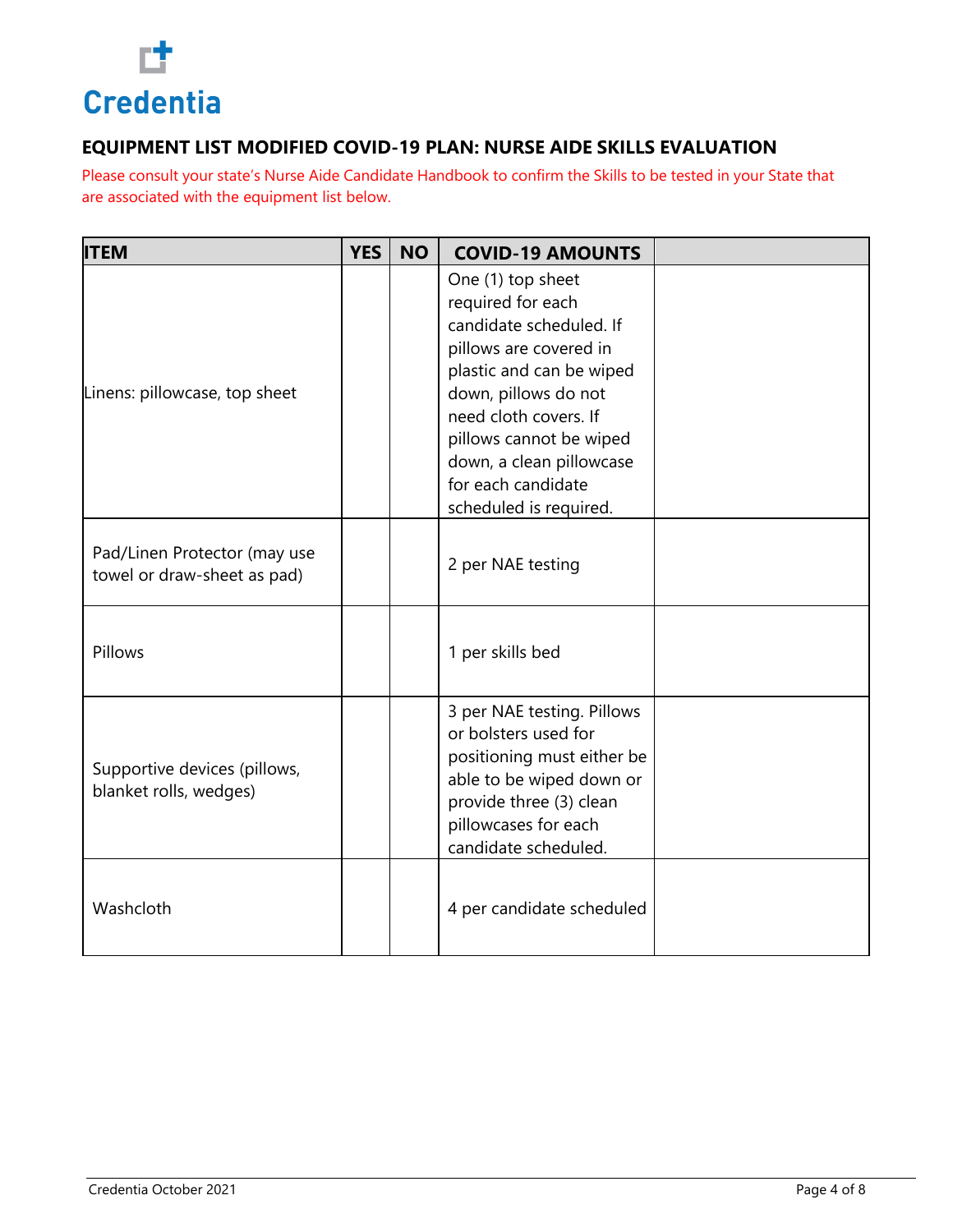Credentia

## EQUIPMENT LIST MODIFIED COVID-19 PLAN: NURSE AIDE SKILLS EVALUATION

Please consult your state's Nurse Aide Candidate Handbook to confirm the Skills to be tested in your State that are associated with the equipment list below.

| ITEM | YES | NO | COVID-19 AMOUNTS | |
|---|---|---|---|---|
| Linens: pillowcase, top sheet | | | One (1) top sheet required for each candidate scheduled. If pillows are covered in plastic and can be wiped down, pillows do not need cloth covers. If pillows cannot be wiped down, a clean pillowcase for each candidate scheduled is required. | |
| Pad/Linen Protector (may use towel or draw-sheet as pad) | | | 2 per NAE testing | |
| Pillows | | | 1 per skills bed | |
| Supportive devices (pillows, blanket rolls, wedges) | | | 3 per NAE testing. Pillows or bolsters used for positioning must either be able to be wiped down or provide three (3) clean pillowcases for each candidate scheduled. | |
| Washcloth | | | 4 per candidate scheduled | |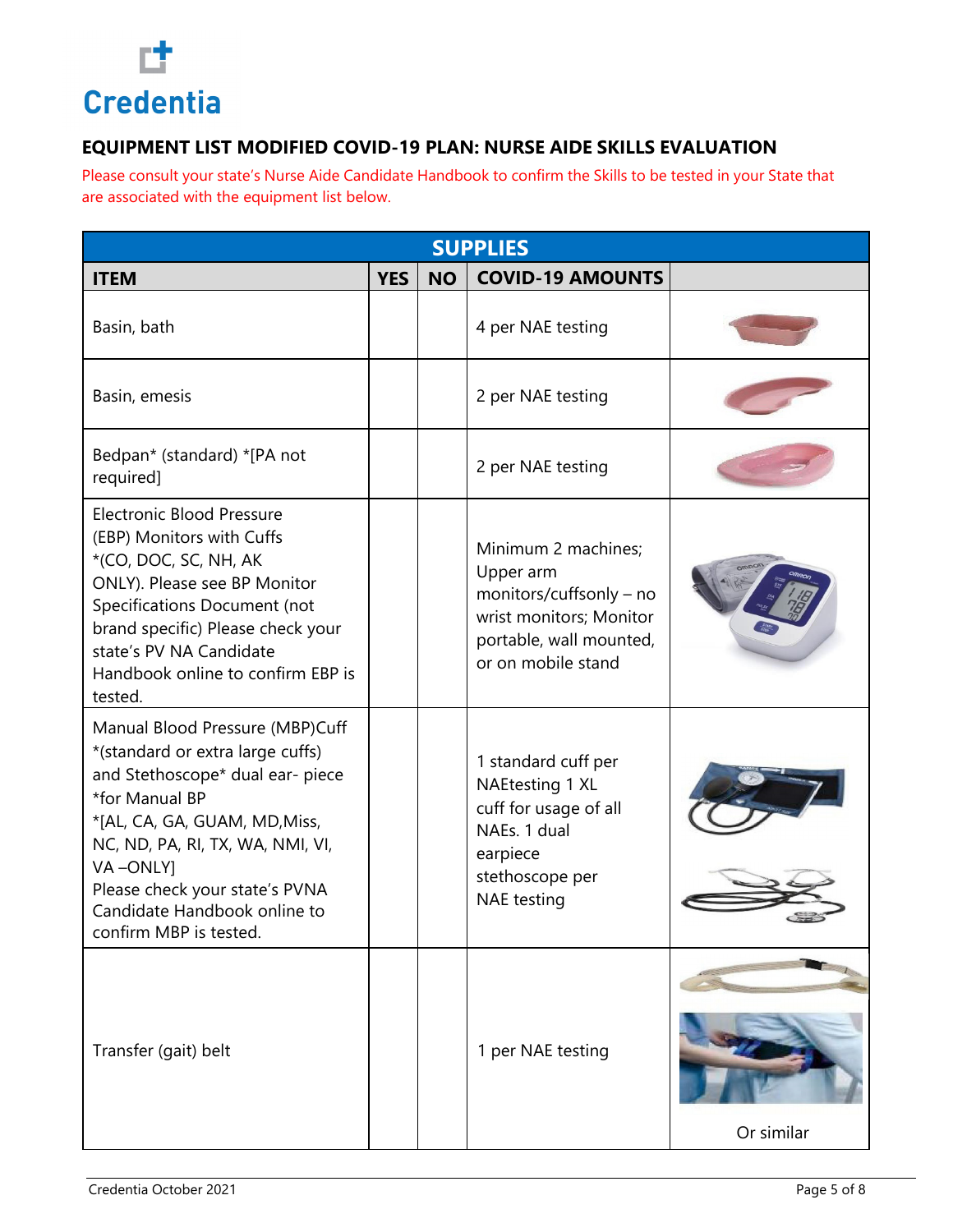Credentia

## EQUIPMENT LIST MODIFIED COVID-19 PLAN: NURSE AIDE SKILLS EVALUATION

Please consult your state's Nurse Aide Candidate Handbook to confirm the Skills to be tested in your State that are associated with the equipment list below.

| SUPPLIES | | | | |
|---|---|---|---|---|
| **ITEM** | **YES** | **NO** | **COVID-19 AMOUNTS** | |
| Basin, bath | | | 4 per NAE testing | |
| Basin, emesis | | | 2 per NAE testing | |
| Bedpan* (standard) *[PA not required] | | | 2 per NAE testing | |
| Electronic Blood Pressure (EBP) Monitors with Cuffs *(CO, DOC, SC, NH, AK ONLY). Please see BP Monitor Specifications Document (not brand specific) Please check your state's PV NA Candidate Handbook online to confirm EBP is tested. | | | Minimum 2 machines; Upper arm monitors/cuffsonly – no wrist monitors; Monitor portable, wall mounted, or on mobile stand | |
| Manual Blood Pressure (MBP)Cuff *(standard or extra large cuffs) and Stethoscope* dual ear- piece *for Manual BP *[AL, CA, GA, GUAM, MD,Miss, NC, ND, PA, RI, TX, WA, NMI, VI, VA –ONLY] Please check your state's PVNA Candidate Handbook online to confirm MBP is tested. | | | 1 standard cuff per NAEtesting 1 XL cuff for usage of all NAEs. 1 dual earpiece stethoscope per NAE testing | |
| Transfer (gait) belt | | | 1 per NAE testing | Or similar |

Credentia October 2021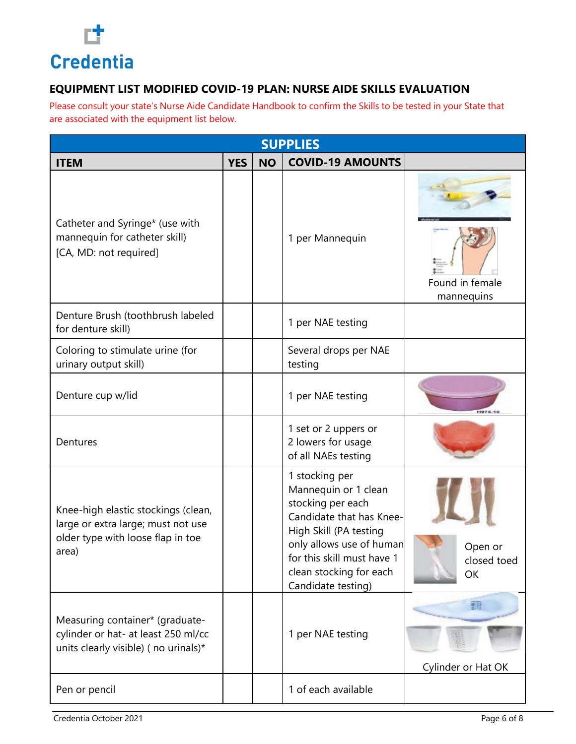Credentia

## EQUIPMENT LIST MODIFIED COVID-19 PLAN: NURSE AIDE SKILLS EVALUATION

Please consult your state's Nurse Aide Candidate Handbook to confirm the Skills to be tested in your State that are associated with the equipment list below.

| SUPPLIES | | | | |
|---|---|---|---|---|
| **ITEM** | **YES** | **NO** | **COVID-19 AMOUNTS** | |
| Catheter and Syringe* (use with mannequin for catheter skill) [CA, MD: not required] | | | 1 per Mannequin | Found in female mannequins |
| Denture Brush (toothbrush labeled for denture skill) | | | 1 per NAE testing | |
| Coloring to stimulate urine (for urinary output skill) | | | Several drops per NAE testing | |
| Denture cup w/lid | | | 1 per NAE testing | |
| Dentures | | | 1 set or 2 uppers or 2 lowers for usage of all NAEs testing | |
| Knee-high elastic stockings (clean, large or extra large; must not use older type with loose flap in toe area) | | | 1 stocking per Mannequin or 1 clean stocking per each Candidate that has Knee-High Skill (PA testing only allows use of human for this skill must have 1 clean stocking for each Candidate testing) | Open or closed toed OK |
| Measuring container* (graduate-cylinder or hat- at least 250 ml/cc units clearly visible) ( no urinals)* | | | 1 per NAE testing | Cylinder or Hat OK |
| Pen or pencil | | | 1 of each available | |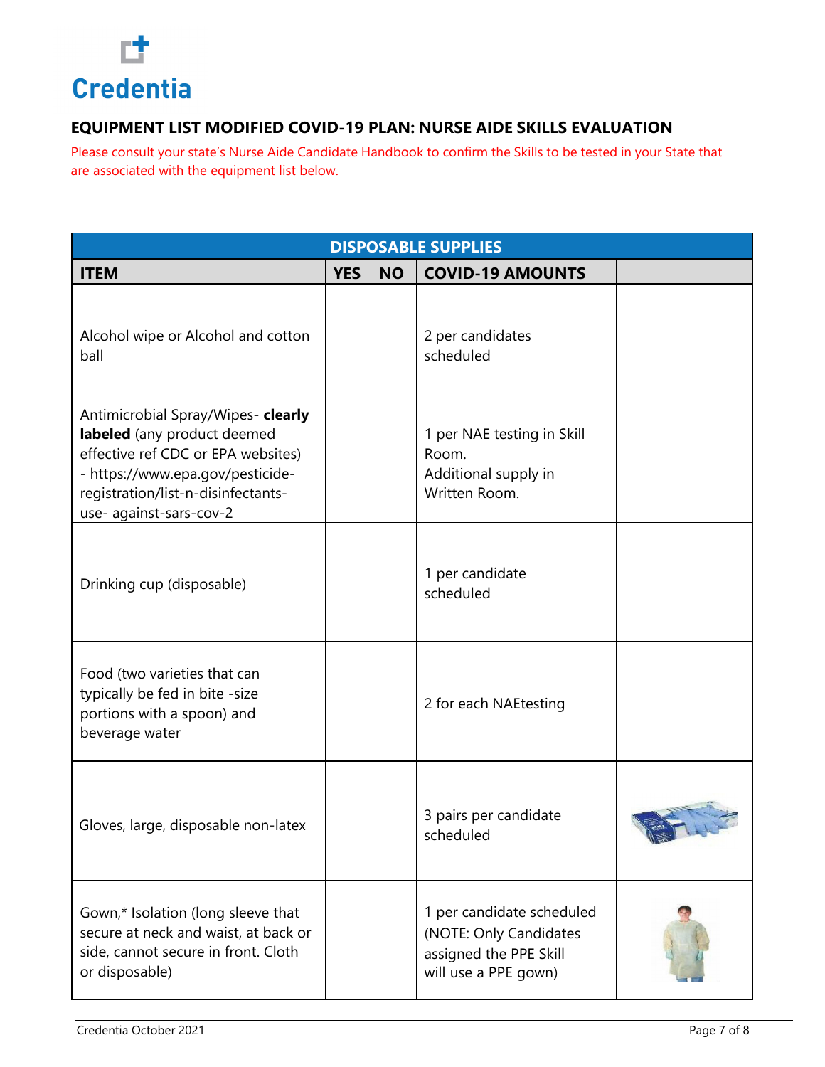Credentia

## EQUIPMENT LIST MODIFIED COVID-19 PLAN: NURSE AIDE SKILLS EVALUATION

Please consult your state's Nurse Aide Candidate Handbook to confirm the Skills to be tested in your State that are associated with the equipment list below.

| DISPOSABLE SUPPLIES | | | | |
|---|---|---|---|---|
| **ITEM** | **YES** | **NO** | **COVID-19 AMOUNTS** | |
| Alcohol wipe or Alcohol and cotton ball | | | 2 per candidates scheduled | |
| Antimicrobial Spray/Wipes- **clearly labeled** (any product deemed effective ref CDC or EPA websites) - https://www.epa.gov/pesticide-registration/list-n-disinfectants-use- against-sars-cov-2 | | | 1 per NAE testing in Skill Room. Additional supply in Written Room. | |
| Drinking cup (disposable) | | | 1 per candidate scheduled | |
| Food (two varieties that can typically be fed in bite -size portions with a spoon) and beverage water | | | 2 for each NAEtesting | |
| Gloves, large, disposable non-latex | | | 3 pairs per candidate scheduled | |
| Gown,* Isolation (long sleeve that secure at neck and waist, at back or side, cannot secure in front. Cloth or disposable) | | | 1 per candidate scheduled (NOTE: Only Candidates assigned the PPE Skill will use a PPE gown) | |

Credentia October 2021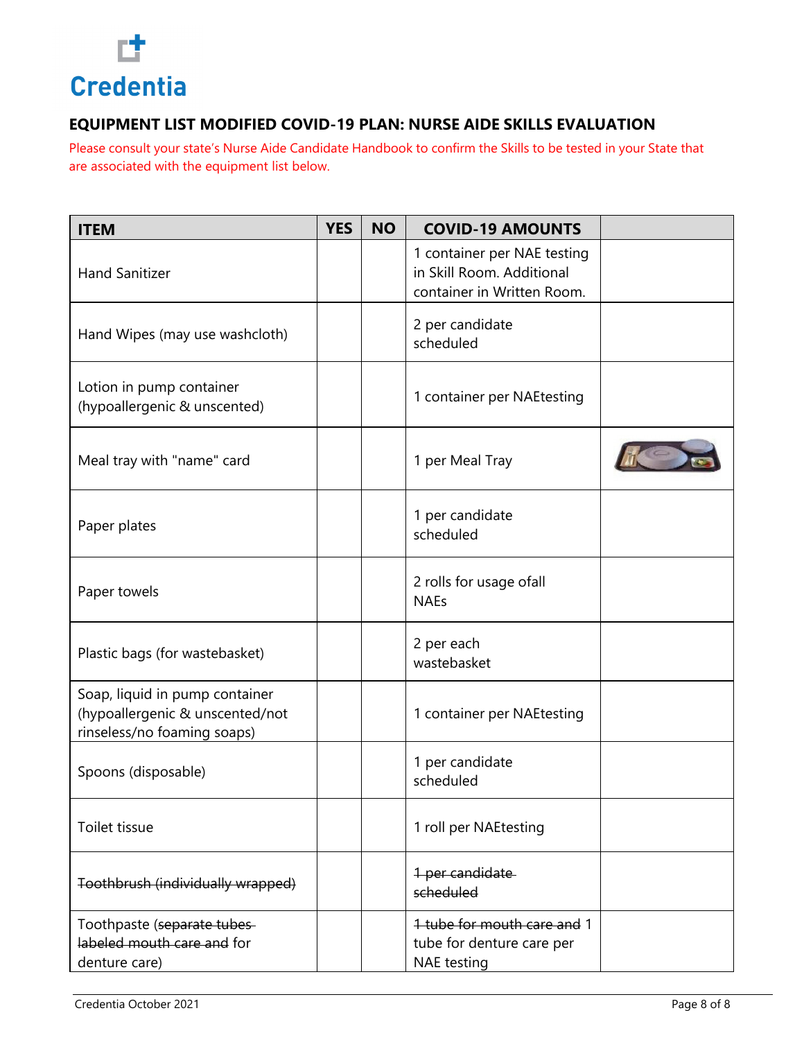Credentia

## EQUIPMENT LIST MODIFIED COVID-19 PLAN: NURSE AIDE SKILLS EVALUATION

Please consult your state's Nurse Aide Candidate Handbook to confirm the Skills to be tested in your State that are associated with the equipment list below.

| ITEM | YES | NO | COVID-19 AMOUNTS | |
|---|---|---|---|---|
| Hand Sanitizer | | | 1 container per NAE testing in Skill Room. Additional container in Written Room. | |
| Hand Wipes (may use washcloth) | | | 2 per candidate scheduled | |
| Lotion in pump container (hypoallergenic & unscented) | | | 1 container per NAEtesting | |
| Meal tray with "name" card | | | 1 per Meal Tray | |
| Paper plates | | | 1 per candidate scheduled | |
| Paper towels | | | 2 rolls for usage ofall NAEs | |
| Plastic bags (for wastebasket) | | | 2 per each wastebasket | |
| Soap, liquid in pump container (hypoallergenic & unscented/not rinseless/no foaming soaps) | | | 1 container per NAEtesting | |
| Spoons (disposable) | | | 1 per candidate scheduled | |
| Toilet tissue | | | 1 roll per NAEtesting | |
| ~~Toothbrush (individually wrapped)~~ | | | ~~1 per candidate scheduled~~ | |
| Toothpaste (~~separate tubes labeled mouth care and~~ for denture care) | | | ~~1 tube for mouth care and~~ 1 tube for denture care per NAE testing | |

Credentia October 2021